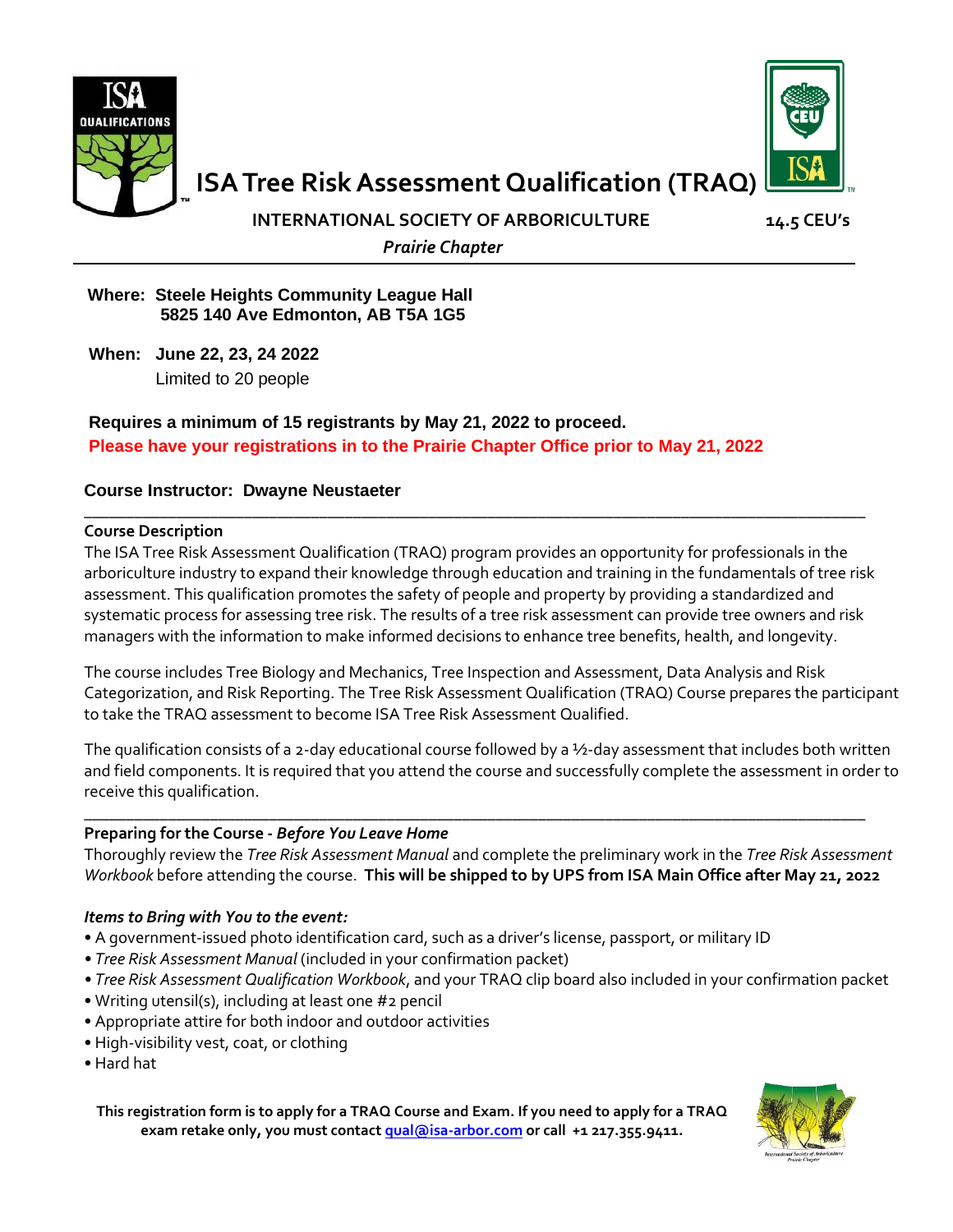# ISA Tree Risk Assessment Qualification (TRAQ)

**INTERNATIONAL SOCIETY OF ARBORICULTURE** **14.5 CEU's**

***Prairie Chapter***

---

**Where: Steele Heights Community League Hall**
**5825 140 Ave Edmonton, AB T5A 1G5**

**When: June 22, 23, 24 2022**
Limited to 20 people

**Requires a minimum of 15 registrants by May 21, 2022 to proceed.**
**Please have your registrations in to the Prairie Chapter Office prior to May 21, 2022**

**Course Instructor: Dwayne Neustaeter**

---

**Course Description**

The ISA Tree Risk Assessment Qualification (TRAQ) program provides an opportunity for professionals in the arboriculture industry to expand their knowledge through education and training in the fundamentals of tree risk assessment. This qualification promotes the safety of people and property by providing a standardized and systematic process for assessing tree risk. The results of a tree risk assessment can provide tree owners and risk managers with the information to make informed decisions to enhance tree benefits, health, and longevity.

The course includes Tree Biology and Mechanics, Tree Inspection and Assessment, Data Analysis and Risk Categorization, and Risk Reporting. The Tree Risk Assessment Qualification (TRAQ) Course prepares the participant to take the TRAQ assessment to become ISA Tree Risk Assessment Qualified.

The qualification consists of a 2-day educational course followed by a ½-day assessment that includes both written and field components. It is required that you attend the course and successfully complete the assessment in order to receive this qualification.

---

**Preparing for the Course -** ***Before You Leave Home***

Thoroughly review the *Tree Risk Assessment Manual* and complete the preliminary work in the *Tree Risk Assessment Workbook* before attending the course. **This will be shipped to by UPS from ISA Main Office after May 21, 2022**

***Items to Bring with You to the event:***

- A government-issued photo identification card, such as a driver's license, passport, or military ID
- *Tree Risk Assessment Manual* (included in your confirmation packet)
- *Tree Risk Assessment Qualification Workbook*, and your TRAQ clip board also included in your confirmation packet
- Writing utensil(s), including at least one #2 pencil
- Appropriate attire for both indoor and outdoor activities
- High-visibility vest, coat, or clothing
- Hard hat

**This registration form is to apply for a TRAQ Course and Exam. If you need to apply for a TRAQ exam retake only, you must contact qual@isa-arbor.com or call +1 217.355.9411.**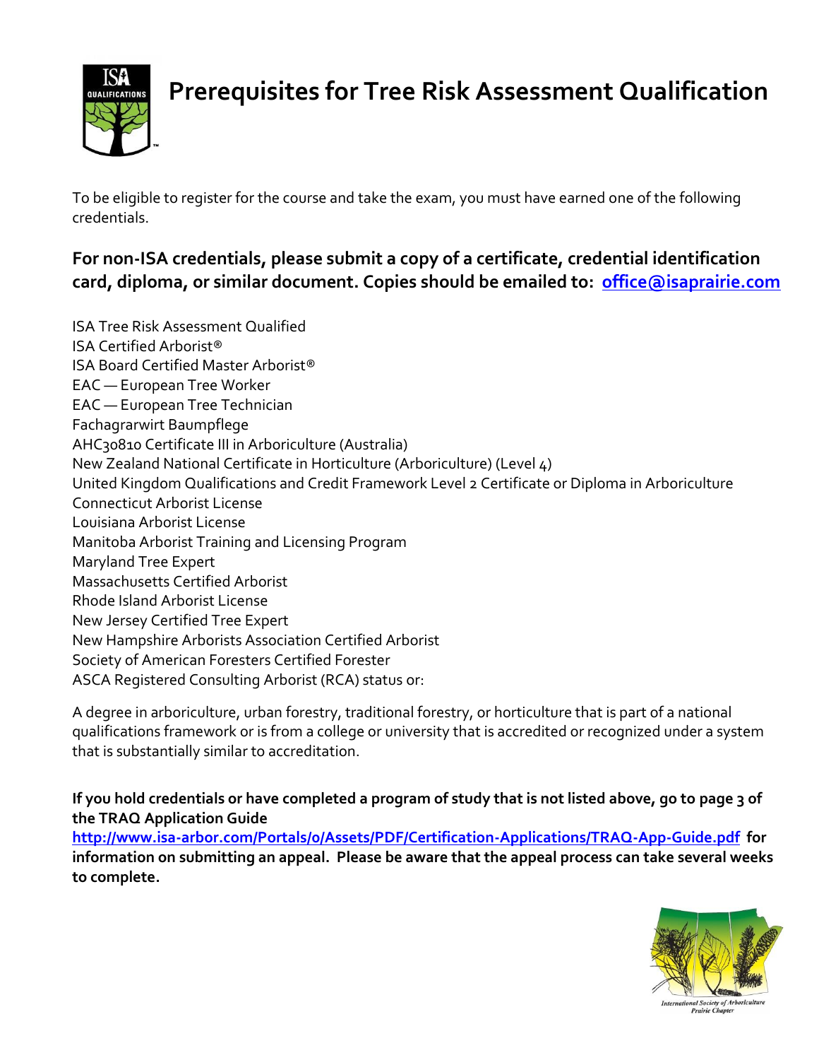# Prerequisites for Tree Risk Assessment Qualification

To be eligible to register for the course and take the exam, you must have earned one of the following credentials.

**For non-ISA credentials, please submit a copy of a certificate, credential identification card, diploma, or similar document. Copies should be emailed to: [office@isaprairie.com](mailto:office@isaprairie.com)**

ISA Tree Risk Assessment Qualified
ISA Certified Arborist®
ISA Board Certified Master Arborist®
EAC — European Tree Worker
EAC — European Tree Technician
Fachagrarwirt Baumpflege
AHC30810 Certificate III in Arboriculture (Australia)
New Zealand National Certificate in Horticulture (Arboriculture) (Level 4)
United Kingdom Qualifications and Credit Framework Level 2 Certificate or Diploma in Arboriculture
Connecticut Arborist License
Louisiana Arborist License
Manitoba Arborist Training and Licensing Program
Maryland Tree Expert
Massachusetts Certified Arborist
Rhode Island Arborist License
New Jersey Certified Tree Expert
New Hampshire Arborists Association Certified Arborist
Society of American Foresters Certified Forester
ASCA Registered Consulting Arborist (RCA) status or:

A degree in arboriculture, urban forestry, traditional forestry, or horticulture that is part of a national qualifications framework or is from a college or university that is accredited or recognized under a system that is substantially similar to accreditation.

**If you hold credentials or have completed a program of study that is not listed above, go to page 3 of the TRAQ Application Guide [http://www.isa-arbor.com/Portals/0/Assets/PDF/Certification-Applications/TRAQ-App-Guide.pdf](http://www.isa-arbor.com/Portals/0/Assets/PDF/Certification-Applications/TRAQ-App-Guide.pdf) for information on submitting an appeal. Please be aware that the appeal process can take several weeks to complete.**

International Society of Arboriculture Prairie Chapter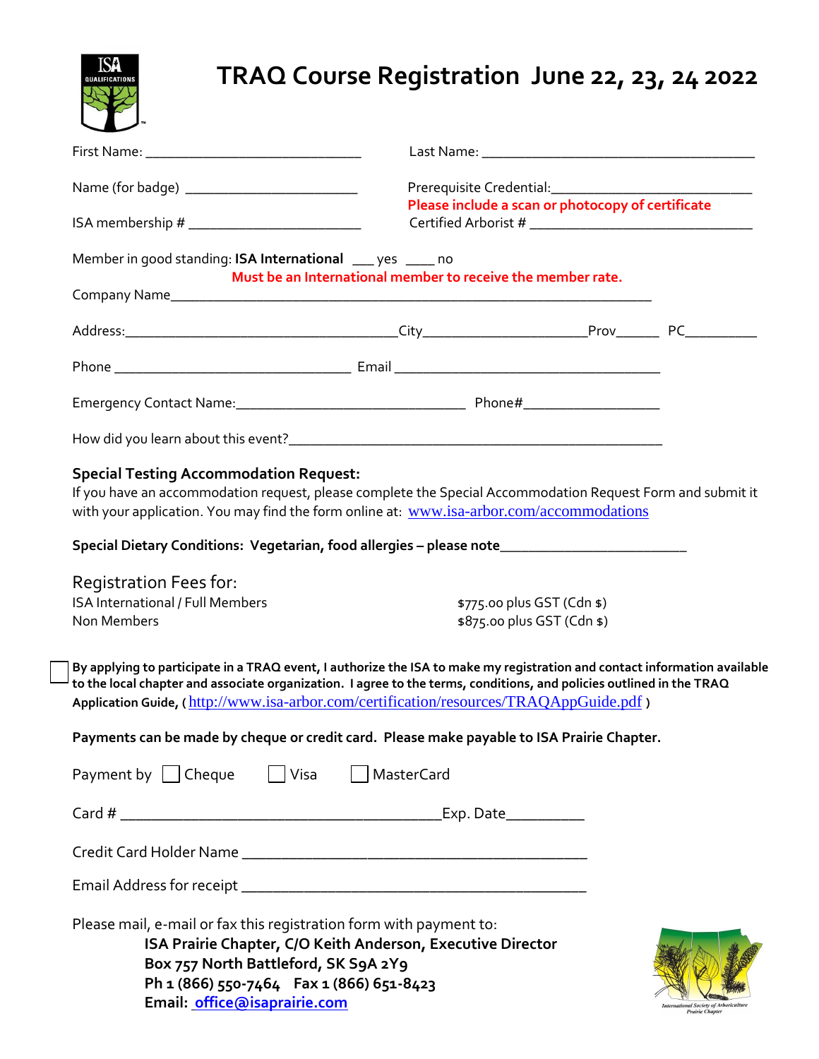# TRAQ Course Registration June 22, 23, 24 2022

First Name: ______________________________ Last Name: ______________________________________

Name (for badge) _______________________ Prerequisite Credential:___________________________

**Please include a scan or photocopy of certificate**

ISA membership # _______________________ Certified Arborist # ______________________________

Member in good standing: **ISA International** ___ yes ____ no

**Must be an International member to receive the member rate.**

Company Name_________________________________________________________________

Address:____________________________________City_____________________Prov______ PC__________

Phone _________________________________ Email _____________________________________

Emergency Contact Name:_______________________________ Phone#__________________

How did you learn about this event?____________________________________________________

**Special Testing Accommodation Request:**

If you have an accommodation request, please complete the Special Accommodation Request Form and submit it with your application. You may find the form online at: www.isa-arbor.com/accommodations

**Special Dietary Conditions: Vegetarian, food allergies – please note**_________________________

Registration Fees for:

| | |
|---|---|
| ISA International / Full Members | $775.00 plus GST (Cdn $) |
| Non Members | $875.00 plus GST (Cdn $) |

☐ **By applying to participate in a TRAQ event, I authorize the ISA to make my registration and contact information available to the local chapter and associate organization. I agree to the terms, conditions, and policies outlined in the TRAQ Application Guide,** ( http://www.isa-arbor.com/certification/resources/TRAQAppGuide.pdf )

**Payments can be made by cheque or credit card. Please make payable to ISA Prairie Chapter.**

Payment by ☐ Cheque ☐ Visa ☐ MasterCard

Card # ________________________________________Exp. Date__________

Credit Card Holder Name _____________________________________________

Email Address for receipt _____________________________________________

Please mail, e-mail or fax this registration form with payment to:

**ISA Prairie Chapter, C/O Keith Anderson, Executive Director**
**Box 757 North Battleford, SK S9A 2Y9**
**Ph 1 (866) 550-7464 Fax 1 (866) 651-8423**
**Email: office@isaprairie.com**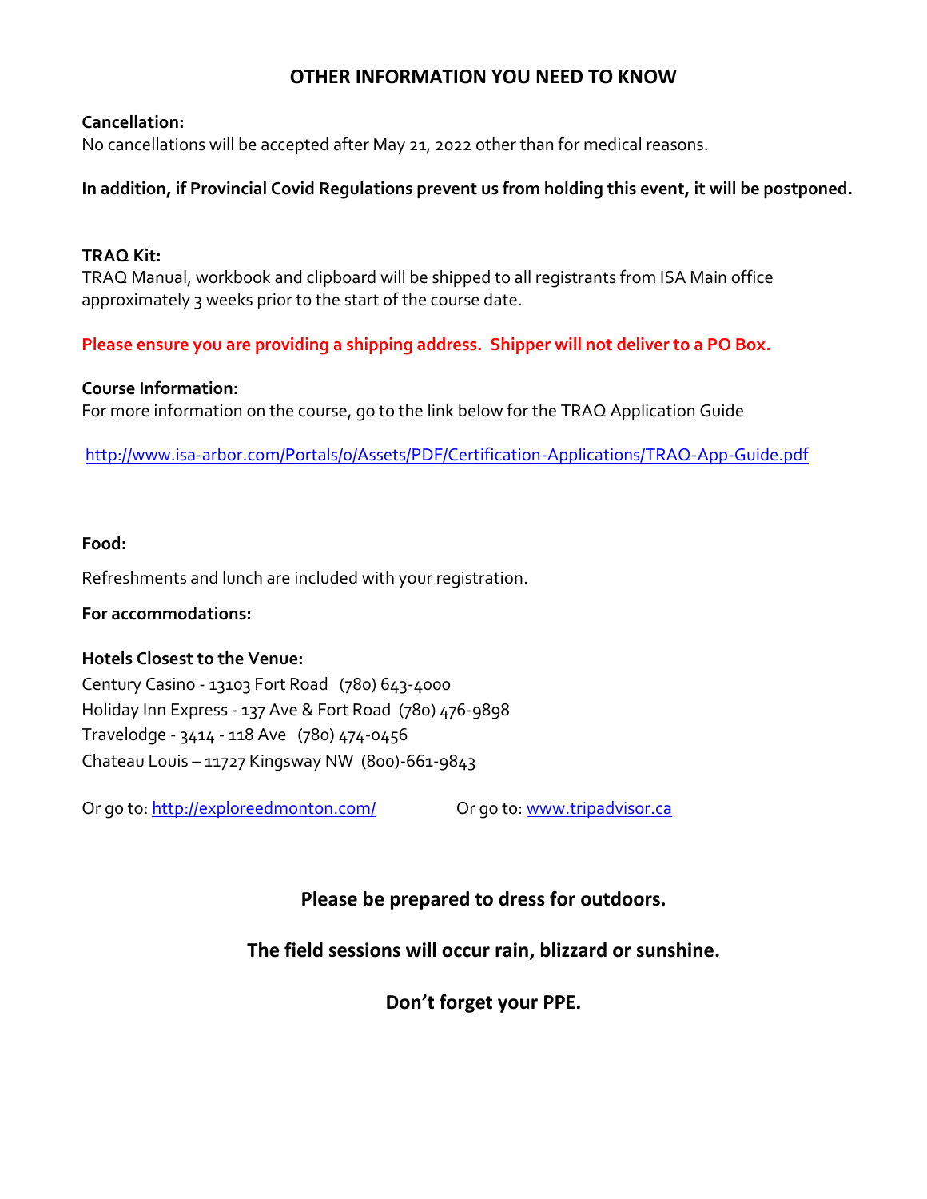## OTHER INFORMATION YOU NEED TO KNOW

**Cancellation:**
No cancellations will be accepted after May 21, 2022 other than for medical reasons.

**In addition, if Provincial Covid Regulations prevent us from holding this event, it will be postponed.**

**TRAQ Kit:**
TRAQ Manual, workbook and clipboard will be shipped to all registrants from ISA Main office approximately 3 weeks prior to the start of the course date.

**Please ensure you are providing a shipping address. Shipper will not deliver to a PO Box.**

**Course Information:**
For more information on the course, go to the link below for the TRAQ Application Guide

http://www.isa-arbor.com/Portals/0/Assets/PDF/Certification-Applications/TRAQ-App-Guide.pdf

**Food:**

Refreshments and lunch are included with your registration.

**For accommodations:**

**Hotels Closest to the Venue:**
Century Casino - 13103 Fort Road (780) 643-4000
Holiday Inn Express - 137 Ave & Fort Road (780) 476-9898
Travelodge - 3414 - 118 Ave (780) 474-0456
Chateau Louis – 11727 Kingsway NW (800)-661-9843

Or go to: http://exploreedmonton.com/ Or go to: www.tripadvisor.ca

**Please be prepared to dress for outdoors.**

**The field sessions will occur rain, blizzard or sunshine.**

**Don't forget your PPE.**